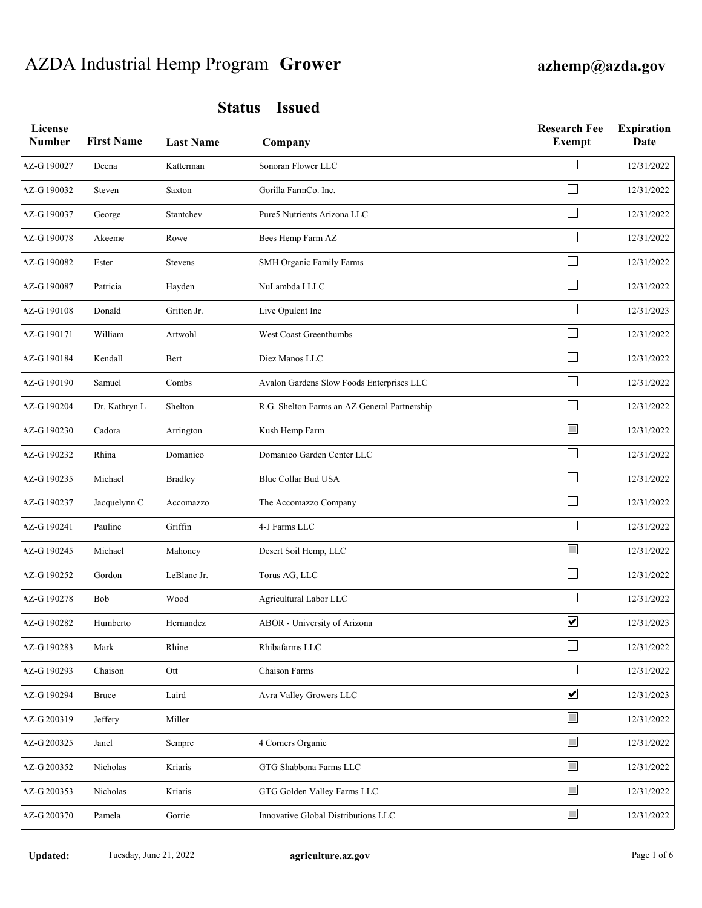# AZDA Industrial Hemp Program **Grower**

**azhemp@azda.gov**

## Status Issued

| License Number | First Name | Last Name | Company | Research Fee Exempt | Expiration Date |
|---|---|---|---|---|---|
| AZ-G 190027 | Deena | Katterman | Sonoran Flower LLC | ☐ | 12/31/2022 |
| AZ-G 190032 | Steven | Saxton | Gorilla FarmCo. Inc. | ☐ | 12/31/2022 |
| AZ-G 190037 | George | Stantchev | Pure5 Nutrients Arizona LLC | ☐ | 12/31/2022 |
| AZ-G 190078 | Akeeme | Rowe | Bees Hemp Farm AZ | ☐ | 12/31/2022 |
| AZ-G 190082 | Ester | Stevens | SMH Organic Family Farms | ☐ | 12/31/2022 |
| AZ-G 190087 | Patricia | Hayden | NuLambda I LLC | ☐ | 12/31/2022 |
| AZ-G 190108 | Donald | Gritten Jr. | Live Opulent Inc | ☐ | 12/31/2023 |
| AZ-G 190171 | William | Artwohl | West Coast Greenthumbs | ☐ | 12/31/2022 |
| AZ-G 190184 | Kendall | Bert | Diez Manos LLC | ☐ | 12/31/2022 |
| AZ-G 190190 | Samuel | Combs | Avalon Gardens Slow Foods Enterprises LLC | ☐ | 12/31/2022 |
| AZ-G 190204 | Dr. Kathryn L | Shelton | R.G. Shelton Farms an AZ General Partnership | ☐ | 12/31/2022 |
| AZ-G 190230 | Cadora | Arrington | Kush Hemp Farm | ☐ | 12/31/2022 |
| AZ-G 190232 | Rhina | Domanico | Domanico Garden Center LLC | ☐ | 12/31/2022 |
| AZ-G 190235 | Michael | Bradley | Blue Collar Bud USA | ☐ | 12/31/2022 |
| AZ-G 190237 | Jacquelynn C | Accomazzo | The Accomazzo Company | ☐ | 12/31/2022 |
| AZ-G 190241 | Pauline | Griffin | 4-J Farms LLC | ☐ | 12/31/2022 |
| AZ-G 190245 | Michael | Mahoney | Desert Soil Hemp, LLC | ☐ | 12/31/2022 |
| AZ-G 190252 | Gordon | LeBlanc Jr. | Torus AG, LLC | ☐ | 12/31/2022 |
| AZ-G 190278 | Bob | Wood | Agricultural Labor LLC | ☐ | 12/31/2022 |
| AZ-G 190282 | Humberto | Hernandez | ABOR - University of Arizona | ☑ | 12/31/2023 |
| AZ-G 190283 | Mark | Rhine | Rhibafarms LLC | ☐ | 12/31/2022 |
| AZ-G 190293 | Chaison | Ott | Chaison Farms | ☐ | 12/31/2022 |
| AZ-G 190294 | Bruce | Laird | Avra Valley Growers LLC | ☑ | 12/31/2023 |
| AZ-G 200319 | Jeffery | Miller | | ☐ | 12/31/2022 |
| AZ-G 200325 | Janel | Sempre | 4 Corners Organic | ☐ | 12/31/2022 |
| AZ-G 200352 | Nicholas | Kriaris | GTG Shabbona Farms LLC | ☐ | 12/31/2022 |
| AZ-G 200353 | Nicholas | Kriaris | GTG Golden Valley Farms LLC | ☐ | 12/31/2022 |
| AZ-G 200370 | Pamela | Gorrie | Innovative Global Distributions LLC | ☐ | 12/31/2022 |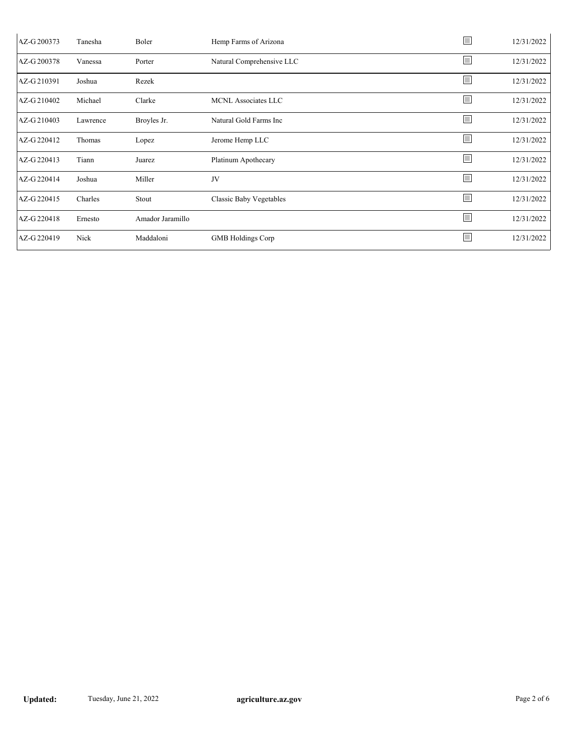| | | | | | |
|---|---|---|---|---|---|
| AZ-G 200373 | Tanesha | Boler | Hemp Farms of Arizona | ☐ | 12/31/2022 |
| AZ-G 200378 | Vanessa | Porter | Natural Comprehensive LLC | ☐ | 12/31/2022 |
| AZ-G 210391 | Joshua | Rezek | | ☐ | 12/31/2022 |
| AZ-G 210402 | Michael | Clarke | MCNL Associates LLC | ☐ | 12/31/2022 |
| AZ-G 210403 | Lawrence | Broyles Jr. | Natural Gold Farms Inc | ☐ | 12/31/2022 |
| AZ-G 220412 | Thomas | Lopez | Jerome Hemp LLC | ☐ | 12/31/2022 |
| AZ-G 220413 | Tiann | Juarez | Platinum Apothecary | ☐ | 12/31/2022 |
| AZ-G 220414 | Joshua | Miller | JV | ☐ | 12/31/2022 |
| AZ-G 220415 | Charles | Stout | Classic Baby Vegetables | ☐ | 12/31/2022 |
| AZ-G 220418 | Ernesto | Amador Jaramillo | | ☐ | 12/31/2022 |
| AZ-G 220419 | Nick | Maddaloni | GMB Holdings Corp | ☐ | 12/31/2022 |

**Updated:** Tuesday, June 21, 2022 **agriculture.az.gov**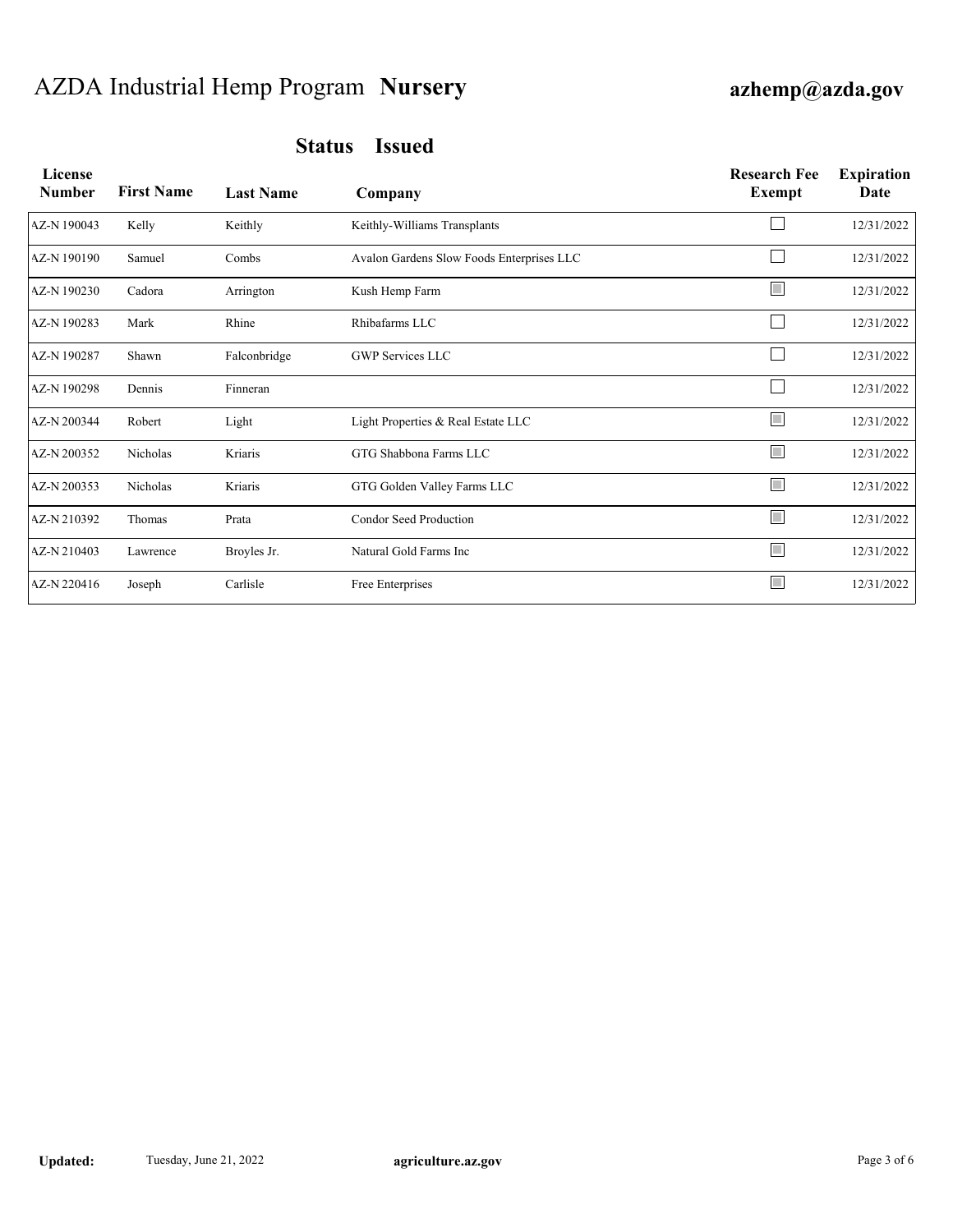# AZDA Industrial Hemp Program **Nursery**

**azhemp@azda.gov**

## Status Issued

| License Number | First Name | Last Name | Company | Research Fee Exempt | Expiration Date |
|---|---|---|---|---|---|
| AZ-N 190043 | Kelly | Keithly | Keithly-Williams Transplants | ☐ | 12/31/2022 |
| AZ-N 190190 | Samuel | Combs | Avalon Gardens Slow Foods Enterprises LLC | ☐ | 12/31/2022 |
| AZ-N 190230 | Cadora | Arrington | Kush Hemp Farm | ☑ | 12/31/2022 |
| AZ-N 190283 | Mark | Rhine | Rhibafarms LLC | ☐ | 12/31/2022 |
| AZ-N 190287 | Shawn | Falconbridge | GWP Services LLC | ☐ | 12/31/2022 |
| AZ-N 190298 | Dennis | Finneran | | ☐ | 12/31/2022 |
| AZ-N 200344 | Robert | Light | Light Properties & Real Estate LLC | ☑ | 12/31/2022 |
| AZ-N 200352 | Nicholas | Kriaris | GTG Shabbona Farms LLC | ☑ | 12/31/2022 |
| AZ-N 200353 | Nicholas | Kriaris | GTG Golden Valley Farms LLC | ☑ | 12/31/2022 |
| AZ-N 210392 | Thomas | Prata | Condor Seed Production | ☑ | 12/31/2022 |
| AZ-N 210403 | Lawrence | Broyles Jr. | Natural Gold Farms Inc | ☑ | 12/31/2022 |
| AZ-N 220416 | Joseph | Carlisle | Free Enterprises | ☑ | 12/31/2022 |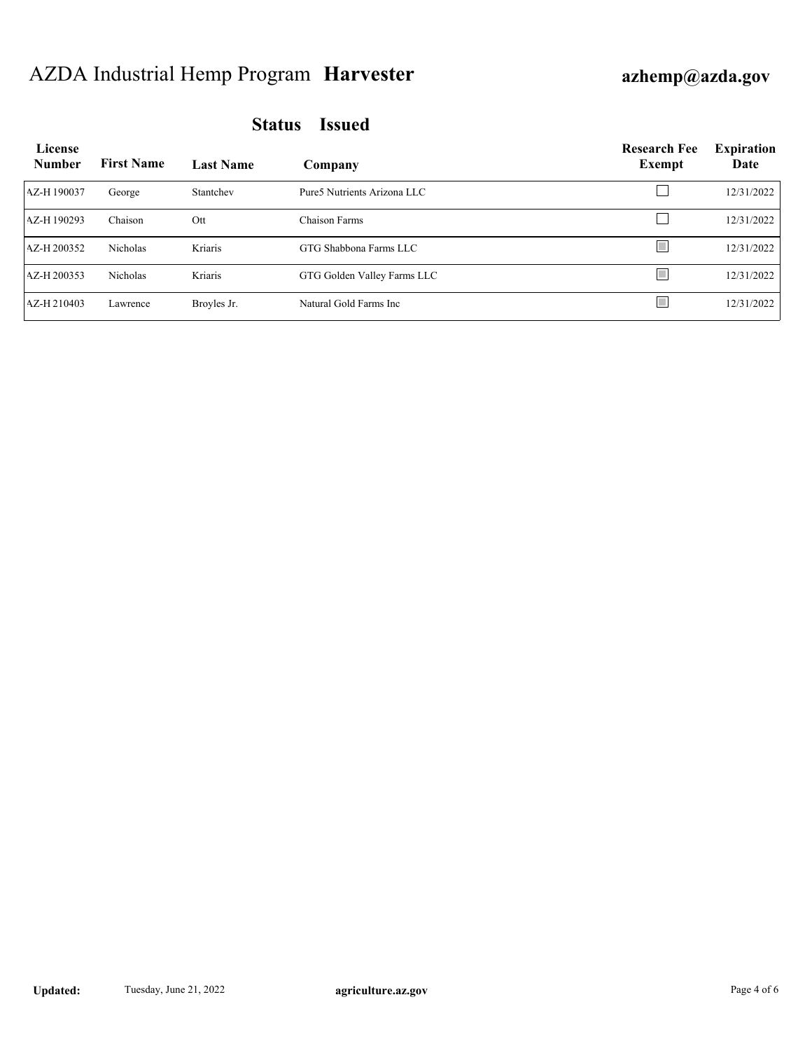# AZDA Industrial Hemp Program **Harvester**

**azhemp@azda.gov**

## Status Issued

| License Number | First Name | Last Name | Company | Research Fee Exempt | Expiration Date |
|---|---|---|---|---|---|
| AZ-H 190037 | George | Stantchev | Pure5 Nutrients Arizona LLC | ☐ | 12/31/2022 |
| AZ-H 190293 | Chaison | Ott | Chaison Farms | ☐ | 12/31/2022 |
| AZ-H 200352 | Nicholas | Kriaris | GTG Shabbona Farms LLC | ☒ | 12/31/2022 |
| AZ-H 200353 | Nicholas | Kriaris | GTG Golden Valley Farms LLC | ☒ | 12/31/2022 |
| AZ-H 210403 | Lawrence | Broyles Jr. | Natural Gold Farms Inc | ☒ | 12/31/2022 |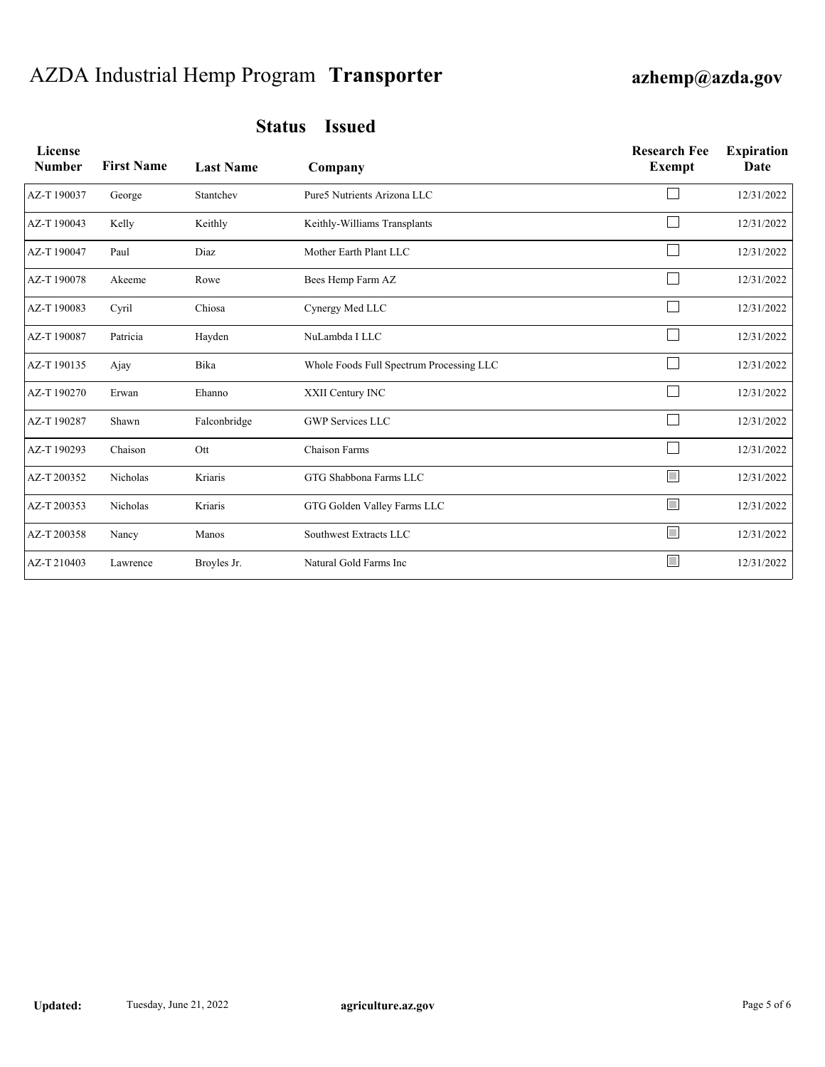# AZDA Industrial Hemp Program **Transporter**

**azhemp@azda.gov**

## Status Issued

| License Number | First Name | Last Name | Company | Research Fee Exempt | Expiration Date |
|---|---|---|---|---|---|
| AZ-T 190037 | George | Stantchev | Pure5 Nutrients Arizona LLC | ☐ | 12/31/2022 |
| AZ-T 190043 | Kelly | Keithly | Keithly-Williams Transplants | ☐ | 12/31/2022 |
| AZ-T 190047 | Paul | Diaz | Mother Earth Plant LLC | ☐ | 12/31/2022 |
| AZ-T 190078 | Akeeme | Rowe | Bees Hemp Farm AZ | ☐ | 12/31/2022 |
| AZ-T 190083 | Cyril | Chiosa | Cynergy Med LLC | ☐ | 12/31/2022 |
| AZ-T 190087 | Patricia | Hayden | NuLambda I LLC | ☐ | 12/31/2022 |
| AZ-T 190135 | Ajay | Bika | Whole Foods Full Spectrum Processing LLC | ☐ | 12/31/2022 |
| AZ-T 190270 | Erwan | Ehanno | XXII Century INC | ☐ | 12/31/2022 |
| AZ-T 190287 | Shawn | Falconbridge | GWP Services LLC | ☐ | 12/31/2022 |
| AZ-T 190293 | Chaison | Ott | Chaison Farms | ☐ | 12/31/2022 |
| AZ-T 200352 | Nicholas | Kriaris | GTG Shabbona Farms LLC | ☒ | 12/31/2022 |
| AZ-T 200353 | Nicholas | Kriaris | GTG Golden Valley Farms LLC | ☒ | 12/31/2022 |
| AZ-T 200358 | Nancy | Manos | Southwest Extracts LLC | ☒ | 12/31/2022 |
| AZ-T 210403 | Lawrence | Broyles Jr. | Natural Gold Farms Inc | ☒ | 12/31/2022 |

**Updated:** Tuesday, June 21, 2022 **agriculture.az.gov**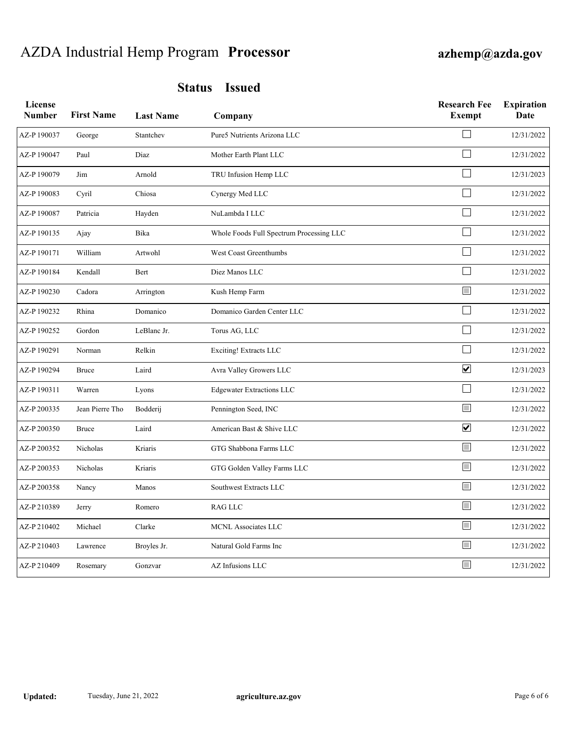# AZDA Industrial Hemp Program **Processor**

**azhemp@azda.gov**

## Status Issued

| License Number | First Name | Last Name | Company | Research Fee Exempt | Expiration Date |
|---|---|---|---|---|---|
| AZ-P 190037 | George | Stantchev | Pure5 Nutrients Arizona LLC | ☐ | 12/31/2022 |
| AZ-P 190047 | Paul | Diaz | Mother Earth Plant LLC | ☐ | 12/31/2022 |
| AZ-P 190079 | Jim | Arnold | TRU Infusion Hemp LLC | ☐ | 12/31/2023 |
| AZ-P 190083 | Cyril | Chiosa | Cynergy Med LLC | ☐ | 12/31/2022 |
| AZ-P 190087 | Patricia | Hayden | NuLambda I LLC | ☐ | 12/31/2022 |
| AZ-P 190135 | Ajay | Bika | Whole Foods Full Spectrum Processing LLC | ☐ | 12/31/2022 |
| AZ-P 190171 | William | Artwohl | West Coast Greenthumbs | ☐ | 12/31/2022 |
| AZ-P 190184 | Kendall | Bert | Diez Manos LLC | ☐ | 12/31/2022 |
| AZ-P 190230 | Cadora | Arrington | Kush Hemp Farm | ☐ | 12/31/2022 |
| AZ-P 190232 | Rhina | Domanico | Domanico Garden Center LLC | ☐ | 12/31/2022 |
| AZ-P 190252 | Gordon | LeBlanc Jr. | Torus AG, LLC | ☐ | 12/31/2022 |
| AZ-P 190291 | Norman | Relkin | Exciting! Extracts LLC | ☐ | 12/31/2022 |
| AZ-P 190294 | Bruce | Laird | Avra Valley Growers LLC | ☑ | 12/31/2023 |
| AZ-P 190311 | Warren | Lyons | Edgewater Extractions LLC | ☐ | 12/31/2022 |
| AZ-P 200335 | Jean Pierre Tho | Bodderij | Pennington Seed, INC | ☐ | 12/31/2022 |
| AZ-P 200350 | Bruce | Laird | American Bast & Shive LLC | ☑ | 12/31/2022 |
| AZ-P 200352 | Nicholas | Kriaris | GTG Shabbona Farms LLC | ☐ | 12/31/2022 |
| AZ-P 200353 | Nicholas | Kriaris | GTG Golden Valley Farms LLC | ☐ | 12/31/2022 |
| AZ-P 200358 | Nancy | Manos | Southwest Extracts LLC | ☐ | 12/31/2022 |
| AZ-P 210389 | Jerry | Romero | RAG LLC | ☐ | 12/31/2022 |
| AZ-P 210402 | Michael | Clarke | MCNL Associates LLC | ☐ | 12/31/2022 |
| AZ-P 210403 | Lawrence | Broyles Jr. | Natural Gold Farms Inc | ☐ | 12/31/2022 |
| AZ-P 210409 | Rosemary | Gonzvar | AZ Infusions LLC | ☐ | 12/31/2022 |

**Updated:** Tuesday, June 21, 2022

**agriculture.az.gov**